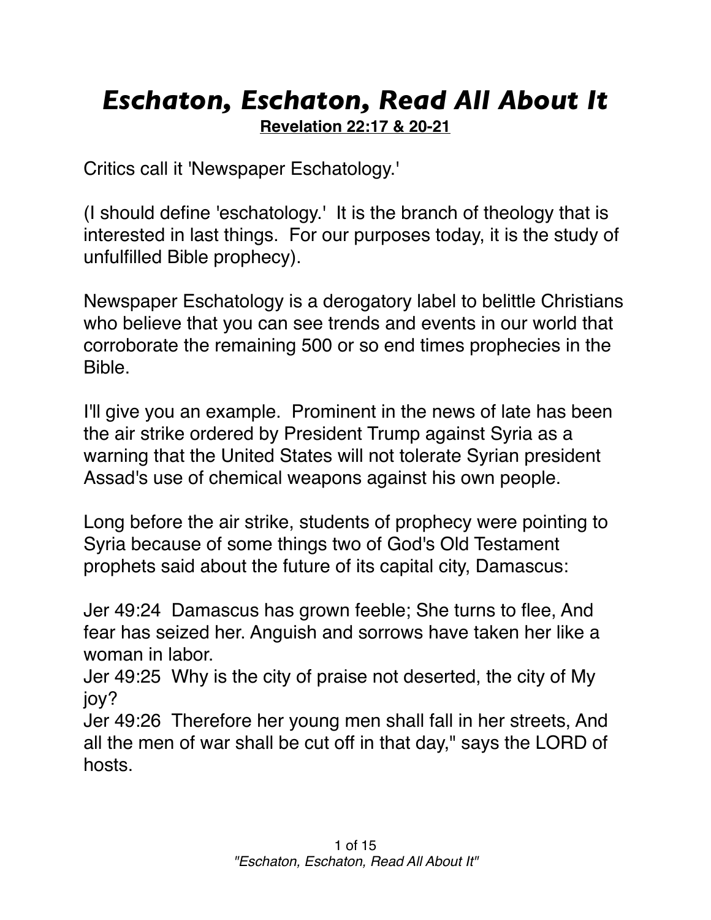# *Eschaton, Eschaton, Read All About It*

**Revelation 22:17 & 20-21**

Critics call it 'Newspaper Eschatology.'

(I should define 'eschatology.' It is the branch of theology that is interested in last things. For our purposes today, it is the study of unfulfilled Bible prophecy).

Newspaper Eschatology is a derogatory label to belittle Christians who believe that you can see trends and events in our world that corroborate the remaining 500 or so end times prophecies in the Bible.

I'll give you an example. Prominent in the news of late has been the air strike ordered by President Trump against Syria as a warning that the United States will not tolerate Syrian president Assad's use of chemical weapons against his own people.

Long before the air strike, students of prophecy were pointing to Syria because of some things two of God's Old Testament prophets said about the future of its capital city, Damascus:

Jer 49:24 Damascus has grown feeble; She turns to flee, And fear has seized her. Anguish and sorrows have taken her like a woman in labor.
Jer 49:25 Why is the city of praise not deserted, the city of My joy?
Jer 49:26 Therefore her young men shall fall in her streets, And all the men of war shall be cut off in that day," says the LORD of hosts.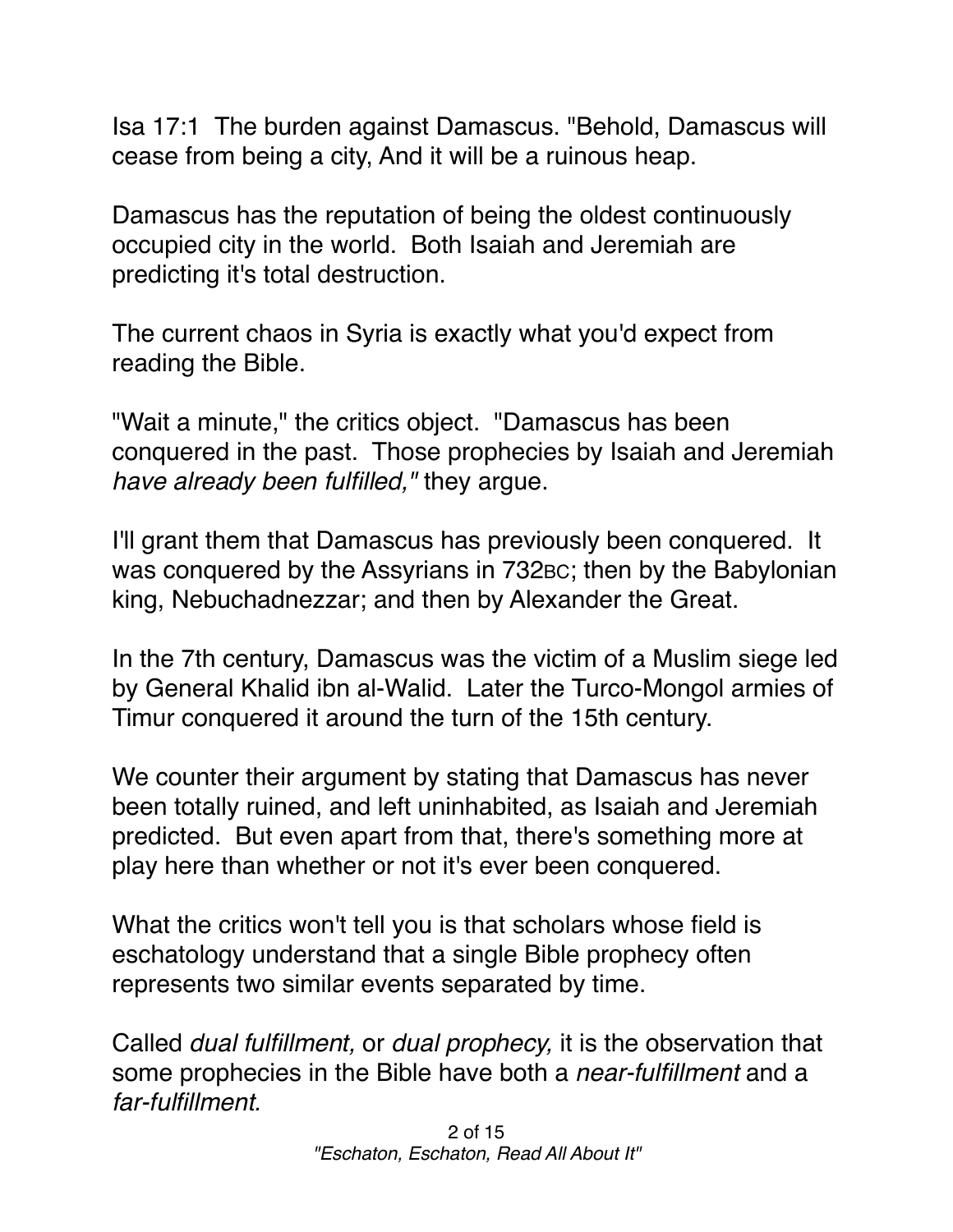Isa 17:1 The burden against Damascus. "Behold, Damascus will cease from being a city, And it will be a ruinous heap.

Damascus has the reputation of being the oldest continuously occupied city in the world. Both Isaiah and Jeremiah are predicting it's total destruction.

The current chaos in Syria is exactly what you'd expect from reading the Bible.

"Wait a minute," the critics object. "Damascus has been conquered in the past. Those prophecies by Isaiah and Jeremiah *have already been fulfilled,"* they argue.

I'll grant them that Damascus has previously been conquered. It was conquered by the Assyrians in 732BC; then by the Babylonian king, Nebuchadnezzar; and then by Alexander the Great.

In the 7th century, Damascus was the victim of a Muslim siege led by General Khalid ibn al-Walid. Later the Turco-Mongol armies of Timur conquered it around the turn of the 15th century.

We counter their argument by stating that Damascus has never been totally ruined, and left uninhabited, as Isaiah and Jeremiah predicted. But even apart from that, there's something more at play here than whether or not it's ever been conquered.

What the critics won't tell you is that scholars whose field is eschatology understand that a single Bible prophecy often represents two similar events separated by time.

Called *dual fulfillment,* or *dual prophecy,* it is the observation that some prophecies in the Bible have both a *near-fulfillment* and a *far-fulfillment.*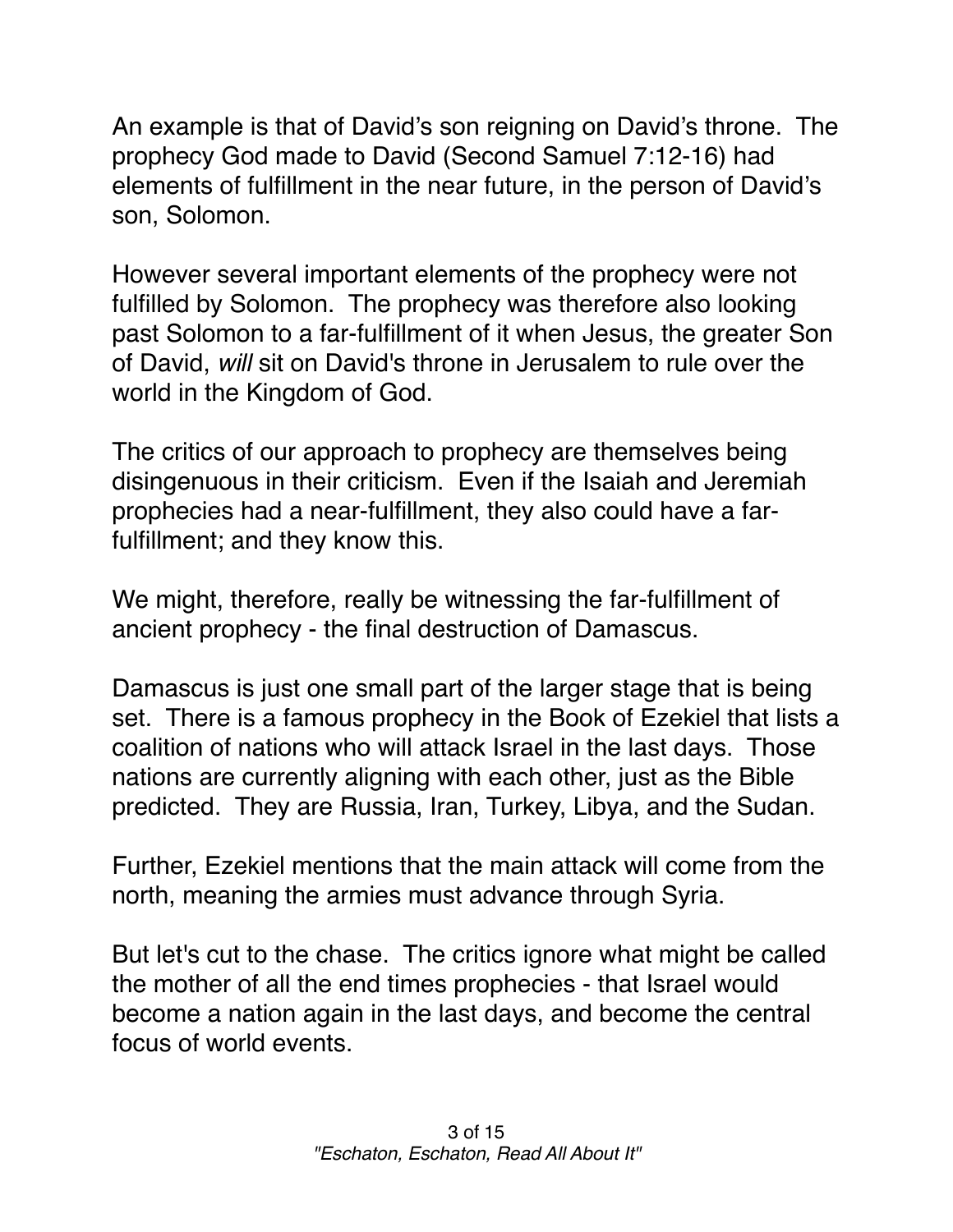An example is that of David's son reigning on David's throne. The prophecy God made to David (Second Samuel 7:12-16) had elements of fulfillment in the near future, in the person of David's son, Solomon.

However several important elements of the prophecy were not fulfilled by Solomon. The prophecy was therefore also looking past Solomon to a far-fulfillment of it when Jesus, the greater Son of David, *will* sit on David's throne in Jerusalem to rule over the world in the Kingdom of God.

The critics of our approach to prophecy are themselves being disingenuous in their criticism. Even if the Isaiah and Jeremiah prophecies had a near-fulfillment, they also could have a far-fulfillment; and they know this.

We might, therefore, really be witnessing the far-fulfillment of ancient prophecy - the final destruction of Damascus.

Damascus is just one small part of the larger stage that is being set. There is a famous prophecy in the Book of Ezekiel that lists a coalition of nations who will attack Israel in the last days. Those nations are currently aligning with each other, just as the Bible predicted. They are Russia, Iran, Turkey, Libya, and the Sudan.

Further, Ezekiel mentions that the main attack will come from the north, meaning the armies must advance through Syria.

But let's cut to the chase. The critics ignore what might be called the mother of all the end times prophecies - that Israel would become a nation again in the last days, and become the central focus of world events.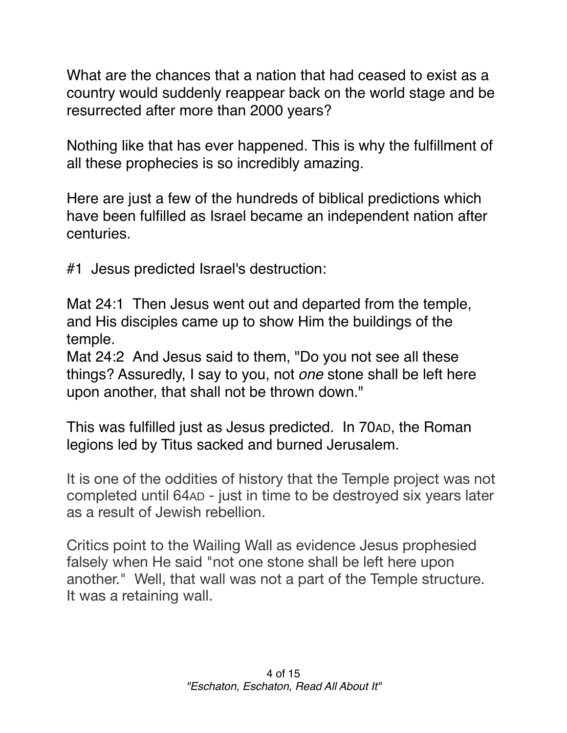What are the chances that a nation that had ceased to exist as a country would suddenly reappear back on the world stage and be resurrected after more than 2000 years?

Nothing like that has ever happened. This is why the fulfillment of all these prophecies is so incredibly amazing.

Here are just a few of the hundreds of biblical predictions which have been fulfilled as Israel became an independent nation after centuries.

#1 Jesus predicted Israel's destruction:

Mat 24:1 Then Jesus went out and departed from the temple, and His disciples came up to show Him the buildings of the temple.
Mat 24:2 And Jesus said to them, "Do you not see all these things? Assuredly, I say to you, not *one* stone shall be left here upon another, that shall not be thrown down."

This was fulfilled just as Jesus predicted. In 70AD, the Roman legions led by Titus sacked and burned Jerusalem.

It is one of the oddities of history that the Temple project was not completed until 64AD - just in time to be destroyed six years later as a result of Jewish rebellion.

Critics point to the Wailing Wall as evidence Jesus prophesied falsely when He said "not one stone shall be left here upon another." Well, that wall was not a part of the Temple structure. It was a retaining wall.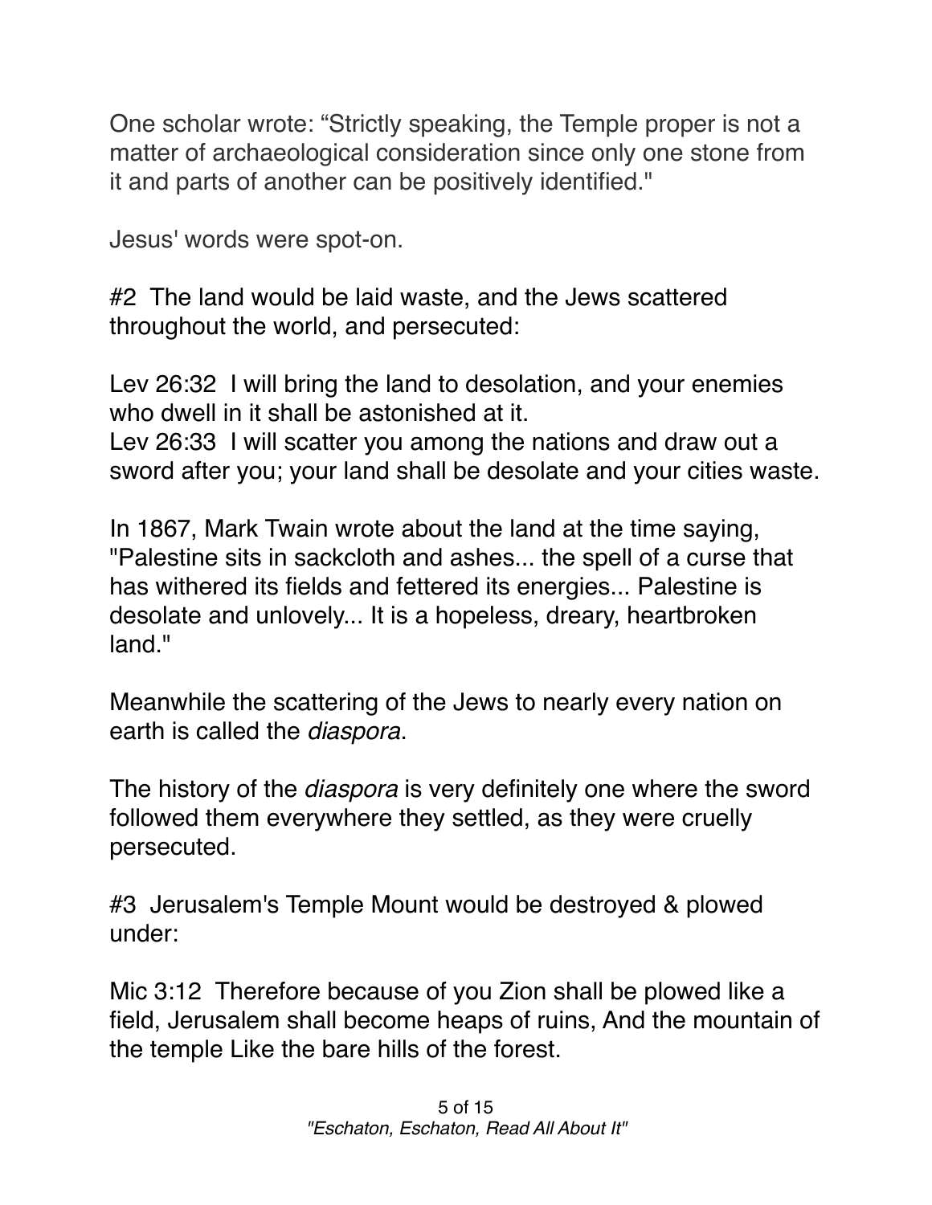One scholar wrote: "Strictly speaking, the Temple proper is not a matter of archaeological consideration since only one stone from it and parts of another can be positively identified."

Jesus' words were spot-on.

#2  The land would be laid waste, and the Jews scattered throughout the world, and persecuted:

Lev 26:32  I will bring the land to desolation, and your enemies who dwell in it shall be astonished at it.
Lev 26:33  I will scatter you among the nations and draw out a sword after you; your land shall be desolate and your cities waste.

In 1867, Mark Twain wrote about the land at the time saying, "Palestine sits in sackcloth and ashes... the spell of a curse that has withered its fields and fettered its energies... Palestine is desolate and unlovely... It is a hopeless, dreary, heartbroken land."

Meanwhile the scattering of the Jews to nearly every nation on earth is called the *diaspora*.

The history of the *diaspora* is very definitely one where the sword followed them everywhere they settled, as they were cruelly persecuted.

#3  Jerusalem's Temple Mount would be destroyed & plowed under:

Mic 3:12  Therefore because of you Zion shall be plowed like a field, Jerusalem shall become heaps of ruins, And the mountain of the temple Like the bare hills of the forest.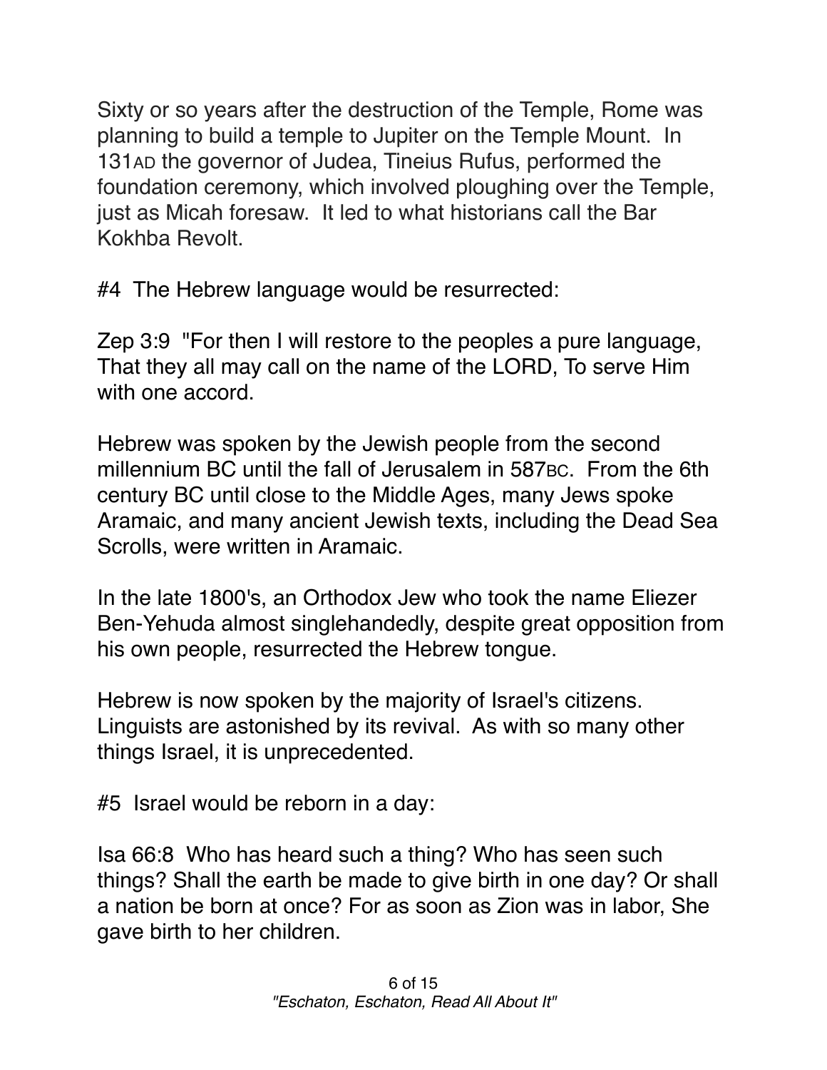Sixty or so years after the destruction of the Temple, Rome was planning to build a temple to Jupiter on the Temple Mount. In 131AD the governor of Judea, Tineius Rufus, performed the foundation ceremony, which involved ploughing over the Temple, just as Micah foresaw. It led to what historians call the Bar Kokhba Revolt.

#4 The Hebrew language would be resurrected:

Zep 3:9 "For then I will restore to the peoples a pure language, That they all may call on the name of the LORD, To serve Him with one accord.

Hebrew was spoken by the Jewish people from the second millennium BC until the fall of Jerusalem in 587BC. From the 6th century BC until close to the Middle Ages, many Jews spoke Aramaic, and many ancient Jewish texts, including the Dead Sea Scrolls, were written in Aramaic.

In the late 1800's, an Orthodox Jew who took the name Eliezer Ben-Yehuda almost singlehandedly, despite great opposition from his own people, resurrected the Hebrew tongue.

Hebrew is now spoken by the majority of Israel's citizens. Linguists are astonished by its revival. As with so many other things Israel, it is unprecedented.

#5 Israel would be reborn in a day:

Isa 66:8 Who has heard such a thing? Who has seen such things? Shall the earth be made to give birth in one day? Or shall a nation be born at once? For as soon as Zion was in labor, She gave birth to her children.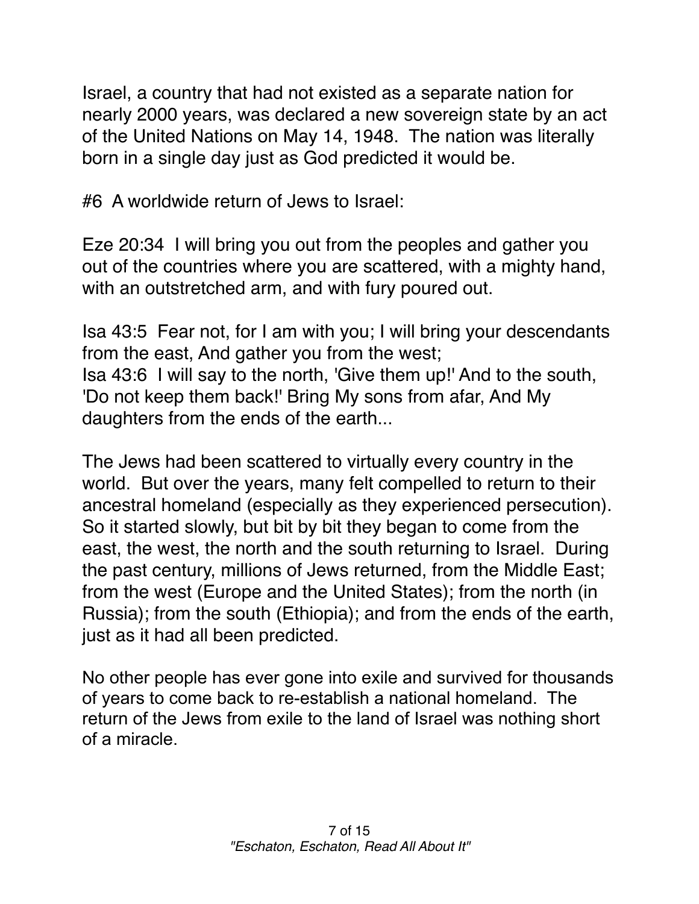Israel, a country that had not existed as a separate nation for nearly 2000 years, was declared a new sovereign state by an act of the United Nations on May 14, 1948. The nation was literally born in a single day just as God predicted it would be.

#6 A worldwide return of Jews to Israel:

Eze 20:34 I will bring you out from the peoples and gather you out of the countries where you are scattered, with a mighty hand, with an outstretched arm, and with fury poured out.

Isa 43:5 Fear not, for I am with you; I will bring your descendants from the east, And gather you from the west;
Isa 43:6 I will say to the north, 'Give them up!' And to the south, 'Do not keep them back!' Bring My sons from afar, And My daughters from the ends of the earth...

The Jews had been scattered to virtually every country in the world. But over the years, many felt compelled to return to their ancestral homeland (especially as they experienced persecution). So it started slowly, but bit by bit they began to come from the east, the west, the north and the south returning to Israel. During the past century, millions of Jews returned, from the Middle East; from the west (Europe and the United States); from the north (in Russia); from the south (Ethiopia); and from the ends of the earth, just as it had all been predicted.

No other people has ever gone into exile and survived for thousands of years to come back to re-establish a national homeland. The return of the Jews from exile to the land of Israel was nothing short of a miracle.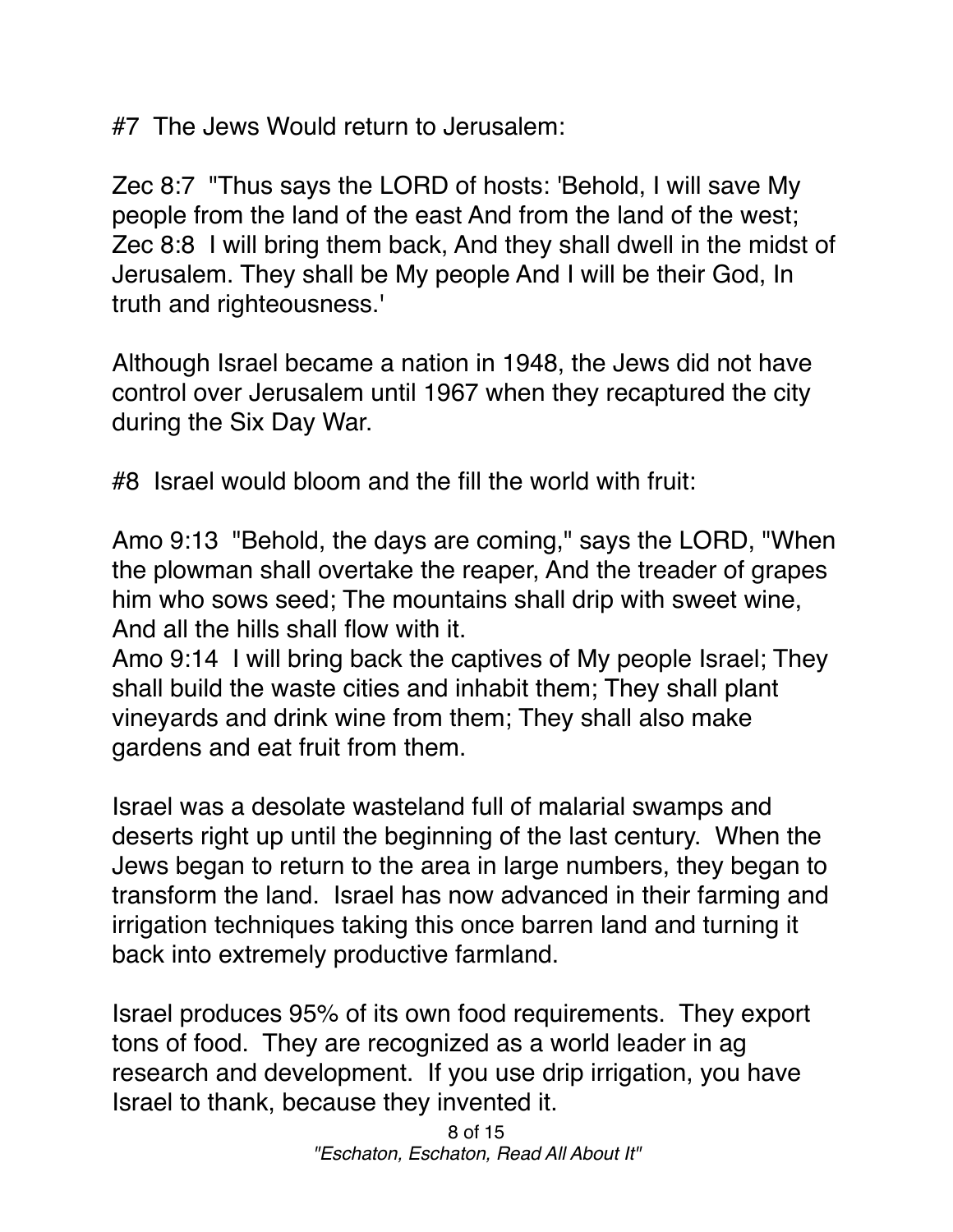#7 The Jews Would return to Jerusalem:

Zec 8:7 "Thus says the LORD of hosts: 'Behold, I will save My people from the land of the east And from the land of the west;
Zec 8:8 I will bring them back, And they shall dwell in the midst of Jerusalem. They shall be My people And I will be their God, In truth and righteousness.'

Although Israel became a nation in 1948, the Jews did not have control over Jerusalem until 1967 when they recaptured the city during the Six Day War.

#8 Israel would bloom and the fill the world with fruit:

Amo 9:13 "Behold, the days are coming," says the LORD, "When the plowman shall overtake the reaper, And the treader of grapes him who sows seed; The mountains shall drip with sweet wine, And all the hills shall flow with it.
Amo 9:14 I will bring back the captives of My people Israel; They shall build the waste cities and inhabit them; They shall plant vineyards and drink wine from them; They shall also make gardens and eat fruit from them.

Israel was a desolate wasteland full of malarial swamps and deserts right up until the beginning of the last century. When the Jews began to return to the area in large numbers, they began to transform the land. Israel has now advanced in their farming and irrigation techniques taking this once barren land and turning it back into extremely productive farmland.

Israel produces 95% of its own food requirements. They export tons of food. They are recognized as a world leader in ag research and development. If you use drip irrigation, you have Israel to thank, because they invented it.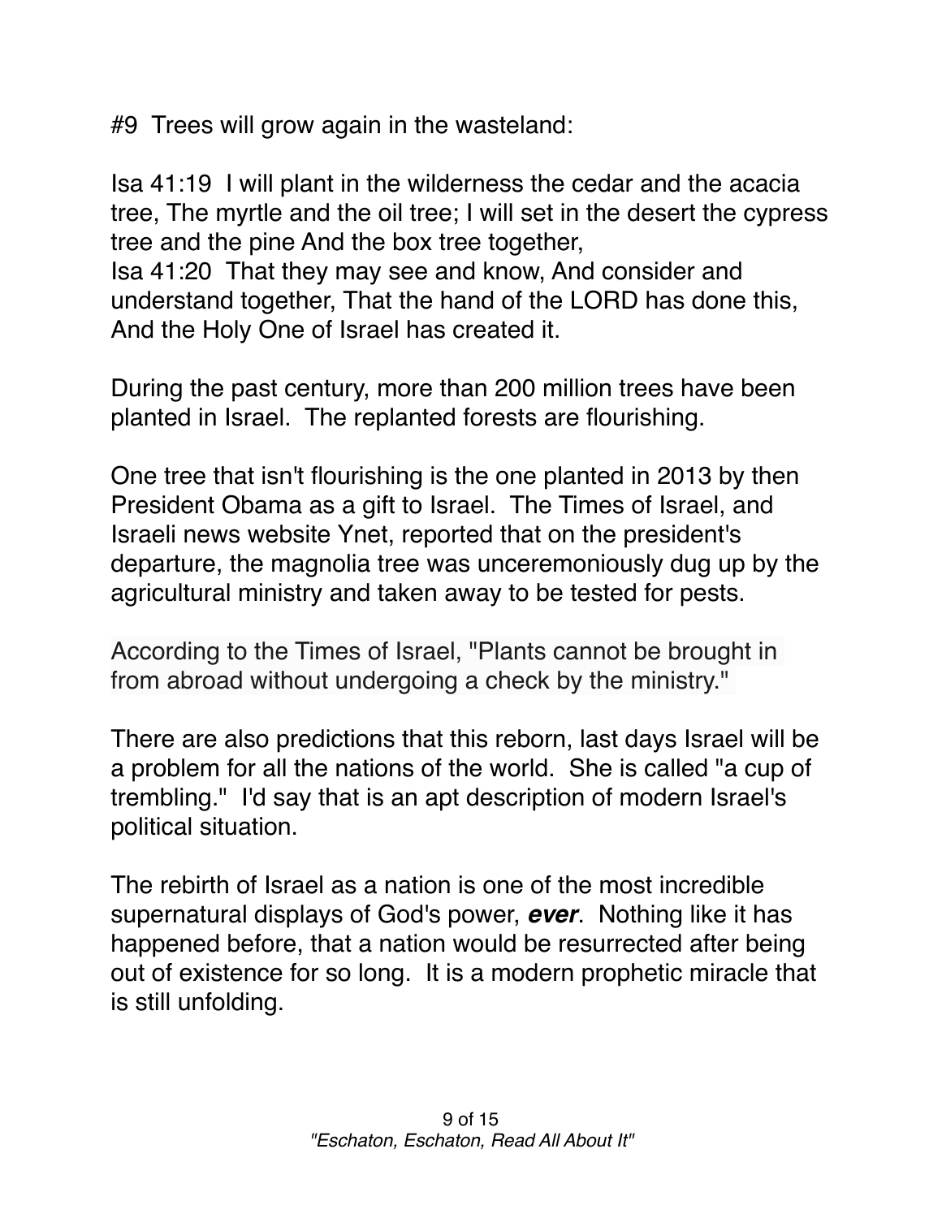#9 Trees will grow again in the wasteland:

Isa 41:19 I will plant in the wilderness the cedar and the acacia tree, The myrtle and the oil tree; I will set in the desert the cypress tree and the pine And the box tree together,
Isa 41:20 That they may see and know, And consider and understand together, That the hand of the LORD has done this, And the Holy One of Israel has created it.

During the past century, more than 200 million trees have been planted in Israel. The replanted forests are flourishing.

One tree that isn't flourishing is the one planted in 2013 by then President Obama as a gift to Israel. The Times of Israel, and Israeli news website Ynet, reported that on the president's departure, the magnolia tree was unceremoniously dug up by the agricultural ministry and taken away to be tested for pests.

According to the Times of Israel, "Plants cannot be brought in from abroad without undergoing a check by the ministry."

There are also predictions that this reborn, last days Israel will be a problem for all the nations of the world. She is called "a cup of trembling." I'd say that is an apt description of modern Israel's political situation.

The rebirth of Israel as a nation is one of the most incredible supernatural displays of God's power, ***ever***. Nothing like it has happened before, that a nation would be resurrected after being out of existence for so long. It is a modern prophetic miracle that is still unfolding.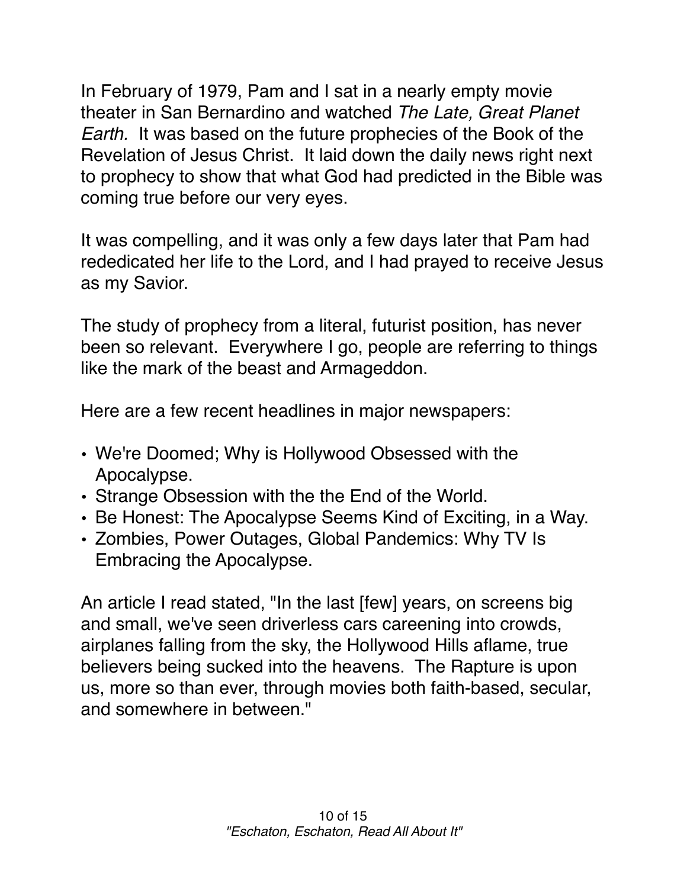In February of 1979, Pam and I sat in a nearly empty movie theater in San Bernardino and watched *The Late, Great Planet Earth.* It was based on the future prophecies of the Book of the Revelation of Jesus Christ. It laid down the daily news right next to prophecy to show that what God had predicted in the Bible was coming true before our very eyes.

It was compelling, and it was only a few days later that Pam had rededicated her life to the Lord, and I had prayed to receive Jesus as my Savior.

The study of prophecy from a literal, futurist position, has never been so relevant. Everywhere I go, people are referring to things like the mark of the beast and Armageddon.

Here are a few recent headlines in major newspapers:

- We're Doomed; Why is Hollywood Obsessed with the Apocalypse.
- Strange Obsession with the the End of the World.
- Be Honest: The Apocalypse Seems Kind of Exciting, in a Way.
- Zombies, Power Outages, Global Pandemics: Why TV Is Embracing the Apocalypse.

An article I read stated, "In the last [few] years, on screens big and small, we've seen driverless cars careening into crowds, airplanes falling from the sky, the Hollywood Hills aflame, true believers being sucked into the heavens. The Rapture is upon us, more so than ever, through movies both faith-based, secular, and somewhere in between."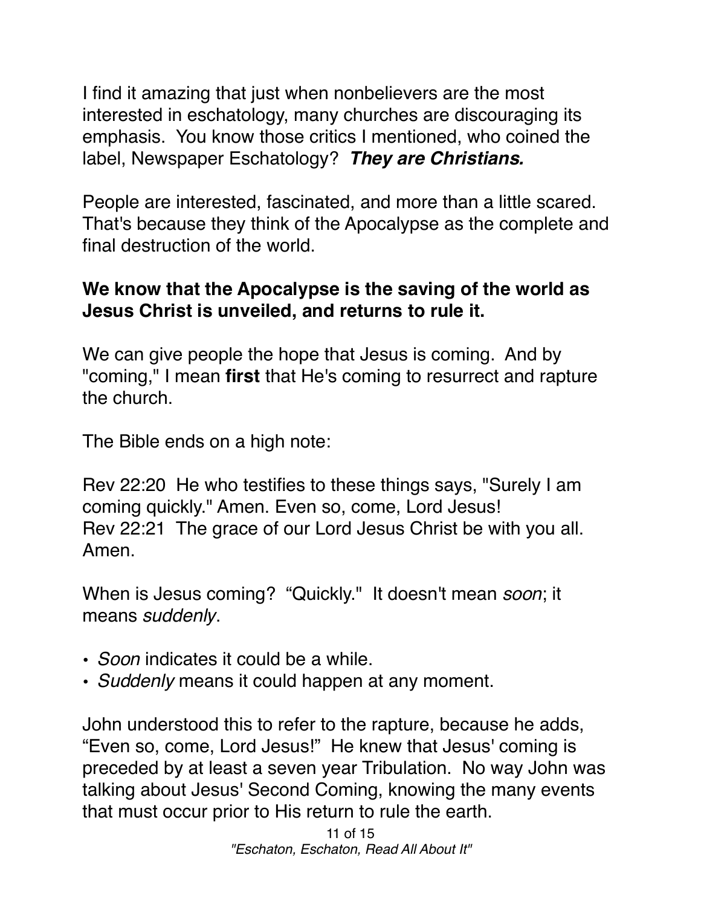I find it amazing that just when nonbelievers are the most interested in eschatology, many churches are discouraging its emphasis. You know those critics I mentioned, who coined the label, Newspaper Eschatology? ***They are Christians.***

People are interested, fascinated, and more than a little scared. That's because they think of the Apocalypse as the complete and final destruction of the world.

**We know that the Apocalypse is the saving of the world as Jesus Christ is unveiled, and returns to rule it.**

We can give people the hope that Jesus is coming. And by "coming," I mean **first** that He's coming to resurrect and rapture the church.

The Bible ends on a high note:

Rev 22:20 He who testifies to these things says, "Surely I am coming quickly." Amen. Even so, come, Lord Jesus!
Rev 22:21 The grace of our Lord Jesus Christ be with you all. Amen.

When is Jesus coming? "Quickly." It doesn't mean *soon*; it means *suddenly*.

- *Soon* indicates it could be a while.
- *Suddenly* means it could happen at any moment.

John understood this to refer to the rapture, because he adds, "Even so, come, Lord Jesus!" He knew that Jesus' coming is preceded by at least a seven year Tribulation. No way John was talking about Jesus' Second Coming, knowing the many events that must occur prior to His return to rule the earth.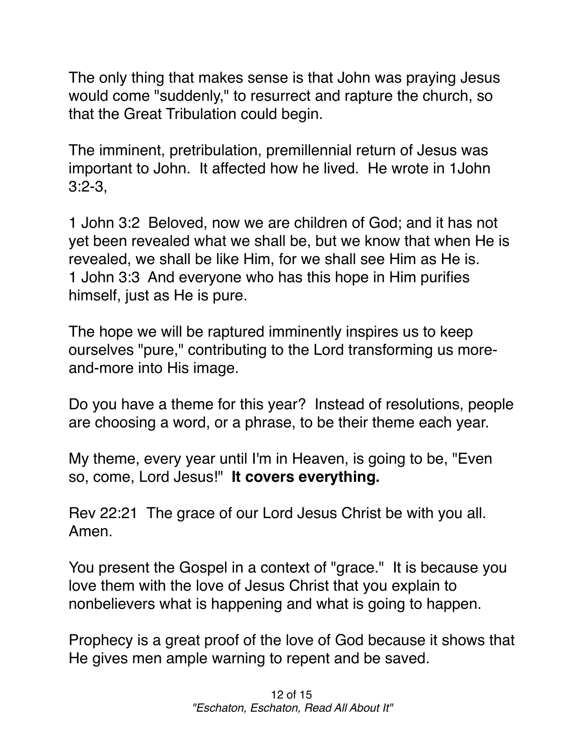The only thing that makes sense is that John was praying Jesus would come "suddenly," to resurrect and rapture the church, so that the Great Tribulation could begin.

The imminent, pretribulation, premillennial return of Jesus was important to John. It affected how he lived. He wrote in 1John 3:2-3,

1 John 3:2 Beloved, now we are children of God; and it has not yet been revealed what we shall be, but we know that when He is revealed, we shall be like Him, for we shall see Him as He is.
1 John 3:3 And everyone who has this hope in Him purifies himself, just as He is pure.

The hope we will be raptured imminently inspires us to keep ourselves "pure," contributing to the Lord transforming us more-and-more into His image.

Do you have a theme for this year? Instead of resolutions, people are choosing a word, or a phrase, to be their theme each year.

My theme, every year until I'm in Heaven, is going to be, "Even so, come, Lord Jesus!" **It covers everything.**

Rev 22:21 The grace of our Lord Jesus Christ be with you all. Amen.

You present the Gospel in a context of "grace." It is because you love them with the love of Jesus Christ that you explain to nonbelievers what is happening and what is going to happen.

Prophecy is a great proof of the love of God because it shows that He gives men ample warning to repent and be saved.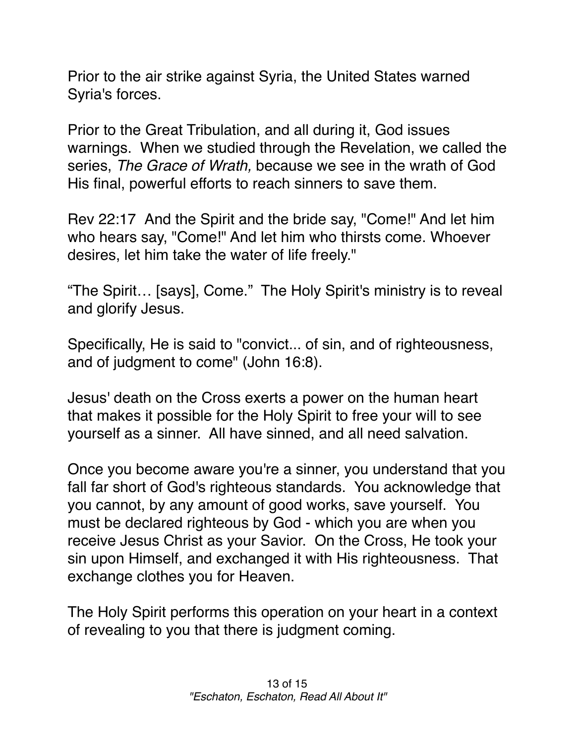Prior to the air strike against Syria, the United States warned Syria's forces.

Prior to the Great Tribulation, and all during it, God issues warnings. When we studied through the Revelation, we called the series, *The Grace of Wrath,* because we see in the wrath of God His final, powerful efforts to reach sinners to save them.

Rev 22:17 And the Spirit and the bride say, "Come!" And let him who hears say, "Come!" And let him who thirsts come. Whoever desires, let him take the water of life freely."

“The Spirit… [says], Come.” The Holy Spirit's ministry is to reveal and glorify Jesus.

Specifically, He is said to "convict... of sin, and of righteousness, and of judgment to come" (John 16:8).

Jesus' death on the Cross exerts a power on the human heart that makes it possible for the Holy Spirit to free your will to see yourself as a sinner. All have sinned, and all need salvation.

Once you become aware you're a sinner, you understand that you fall far short of God's righteous standards. You acknowledge that you cannot, by any amount of good works, save yourself. You must be declared righteous by God - which you are when you receive Jesus Christ as your Savior. On the Cross, He took your sin upon Himself, and exchanged it with His righteousness. That exchange clothes you for Heaven.

The Holy Spirit performs this operation on your heart in a context of revealing to you that there is judgment coming.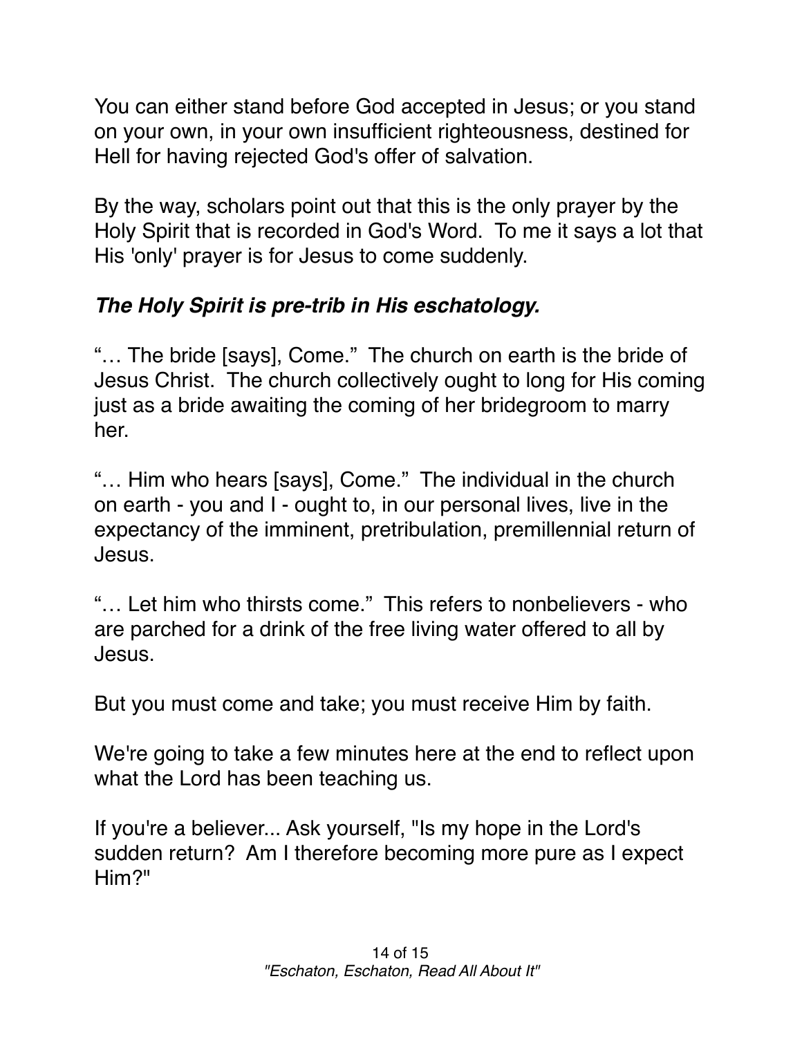You can either stand before God accepted in Jesus; or you stand on your own, in your own insufficient righteousness, destined for Hell for having rejected God's offer of salvation.

By the way, scholars point out that this is the only prayer by the Holy Spirit that is recorded in God's Word. To me it says a lot that His 'only' prayer is for Jesus to come suddenly.

***The Holy Spirit is pre-trib in His eschatology.***

"… The bride [says], Come." The church on earth is the bride of Jesus Christ. The church collectively ought to long for His coming just as a bride awaiting the coming of her bridegroom to marry her.

"… Him who hears [says], Come." The individual in the church on earth - you and I - ought to, in our personal lives, live in the expectancy of the imminent, pretribulation, premillennial return of Jesus.

"… Let him who thirsts come." This refers to nonbelievers - who are parched for a drink of the free living water offered to all by Jesus.

But you must come and take; you must receive Him by faith.

We're going to take a few minutes here at the end to reflect upon what the Lord has been teaching us.

If you're a believer... Ask yourself, "Is my hope in the Lord's sudden return? Am I therefore becoming more pure as I expect Him?"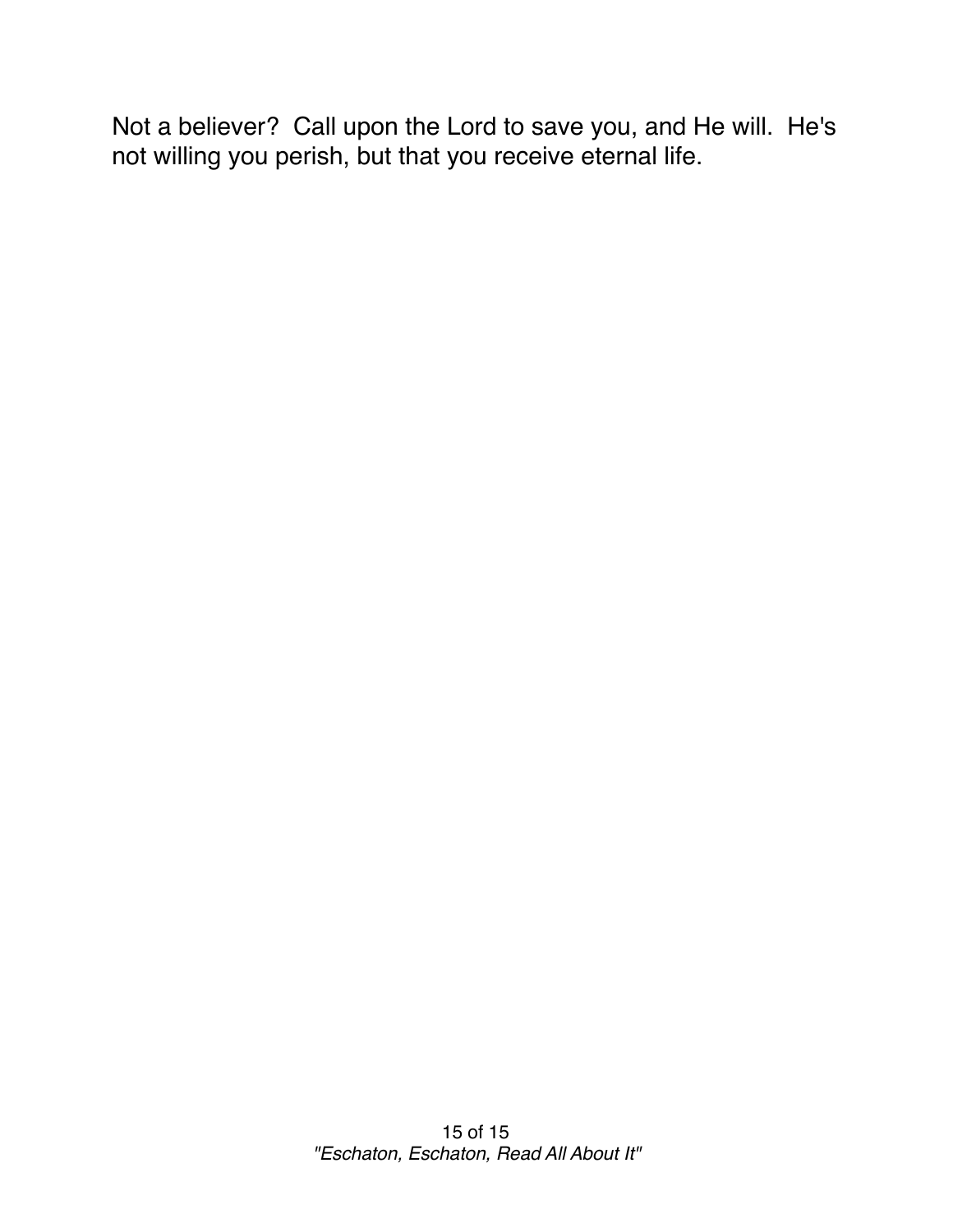Not a believer? Call upon the Lord to save you, and He will. He's not willing you perish, but that you receive eternal life.